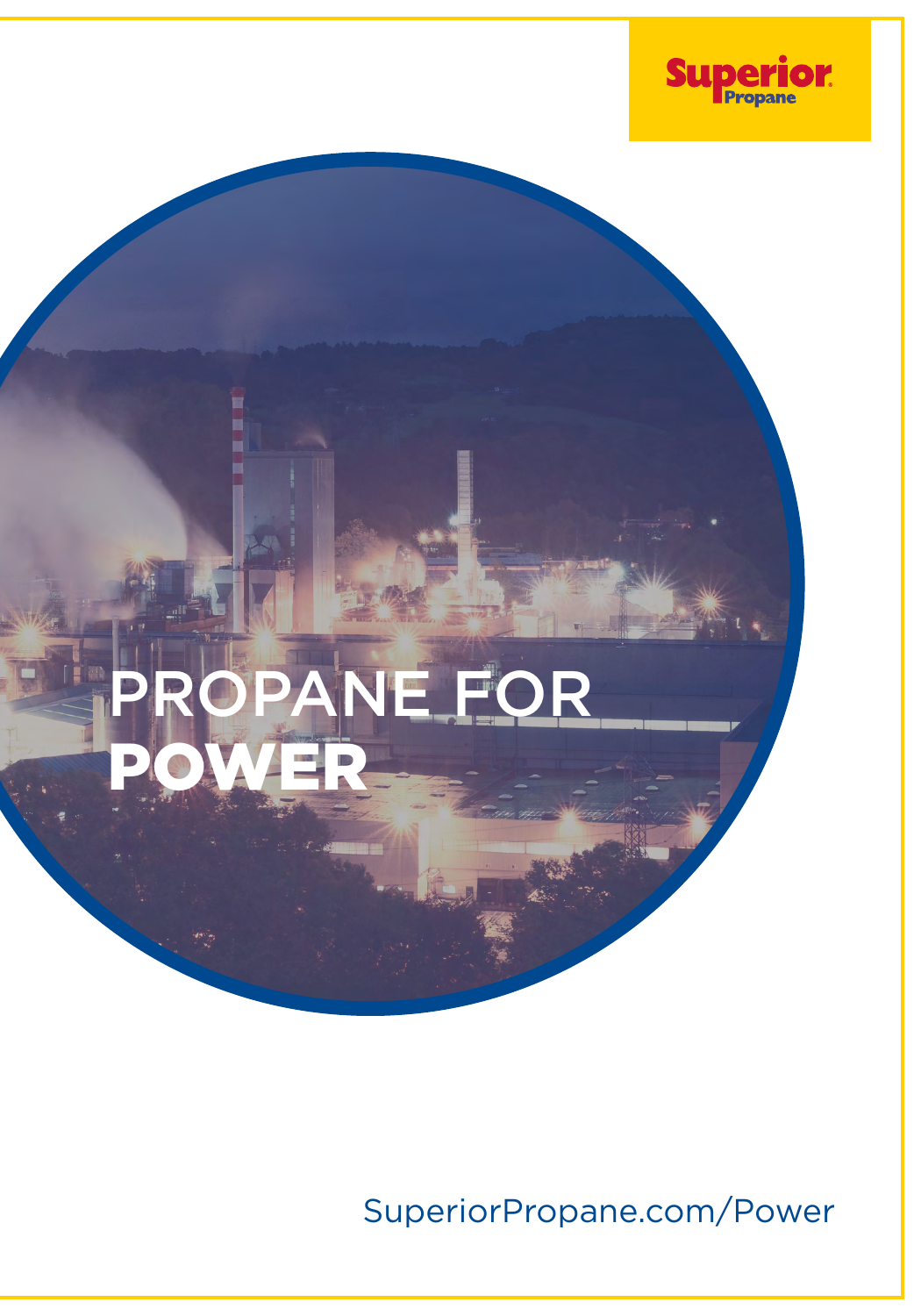Superior Propane

# PROPANE FOR **POWER**

SuperiorPropane.com/Power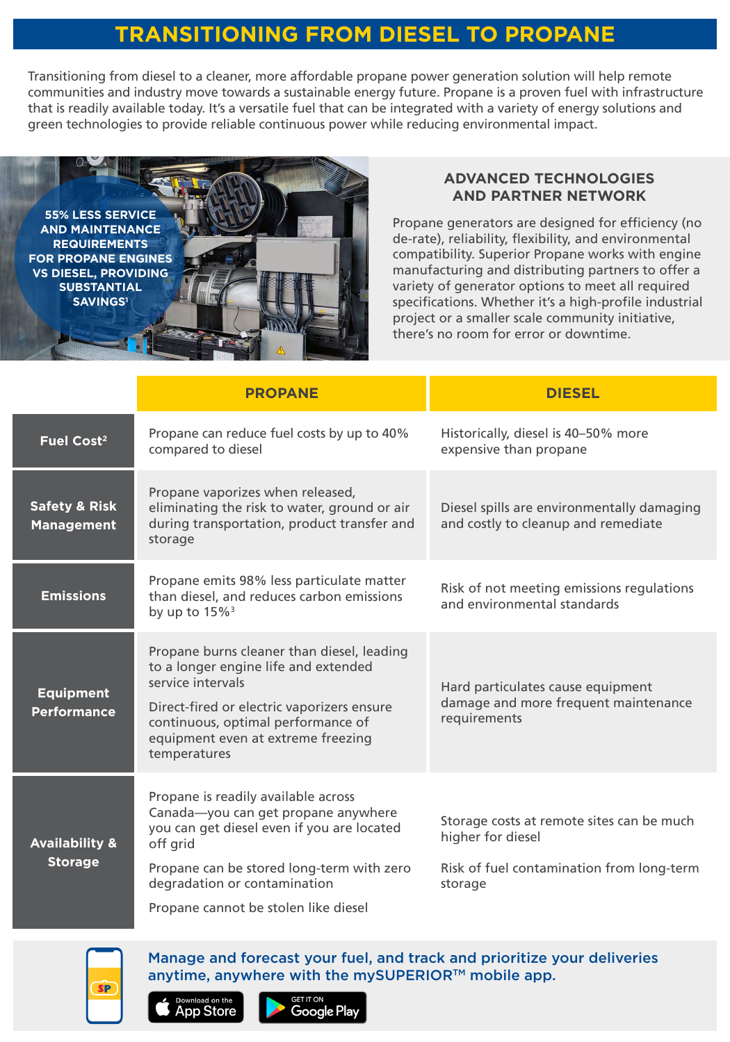# TRANSITIONING FROM DIESEL TO PROPANE

Transitioning from diesel to a cleaner, more affordable propane power generation solution will help remote communities and industry move towards a sustainable energy future. Propane is a proven fuel with infrastructure that is readily available today. It's a versatile fuel that can be integrated with a variety of energy solutions and green technologies to provide reliable continuous power while reducing environmental impact.

**55% LESS SERVICE AND MAINTENANCE REQUIREMENTS FOR PROPANE ENGINES VS DIESEL, PROVIDING SUBSTANTIAL SAVINGS[1]**

## ADVANCED TECHNOLOGIES AND PARTNER NETWORK

Propane generators are designed for efficiency (no de-rate), reliability, flexibility, and environmental compatibility. Superior Propane works with engine manufacturing and distributing partners to offer a variety of generator options to meet all required specifications. Whether it's a high-profile industrial project or a smaller scale community initiative, there's no room for error or downtime.

| | PROPANE | DIESEL |
|---|---|---|
| **Fuel Cost[2]** | Propane can reduce fuel costs by up to 40% compared to diesel | Historically, diesel is 40–50% more expensive than propane |
| **Safety & Risk Management** | Propane vaporizes when released, eliminating the risk to water, ground or air during transportation, product transfer and storage | Diesel spills are environmentally damaging and costly to cleanup and remediate |
| **Emissions** | Propane emits 98% less particulate matter than diesel, and reduces carbon emissions by up to 15%[3] | Risk of not meeting emissions regulations and environmental standards |
| **Equipment Performance** | Propane burns cleaner than diesel, leading to a longer engine life and extended service intervals<br><br>Direct-fired or electric vaporizers ensure continuous, optimal performance of equipment even at extreme freezing temperatures | Hard particulates cause equipment damage and more frequent maintenance requirements |
| **Availability & Storage** | Propane is readily available across Canada—you can get propane anywhere you can get diesel even if you are located off grid<br><br>Propane can be stored long-term with zero degradation or contamination<br><br>Propane cannot be stolen like diesel | Storage costs at remote sites can be much higher for diesel<br><br>Risk of fuel contamination from long-term storage |

Manage and forecast your fuel, and track and prioritize your deliveries anytime, anywhere with the mySUPERIOR™ mobile app.

Download on the App Store

GET IT ON Google Play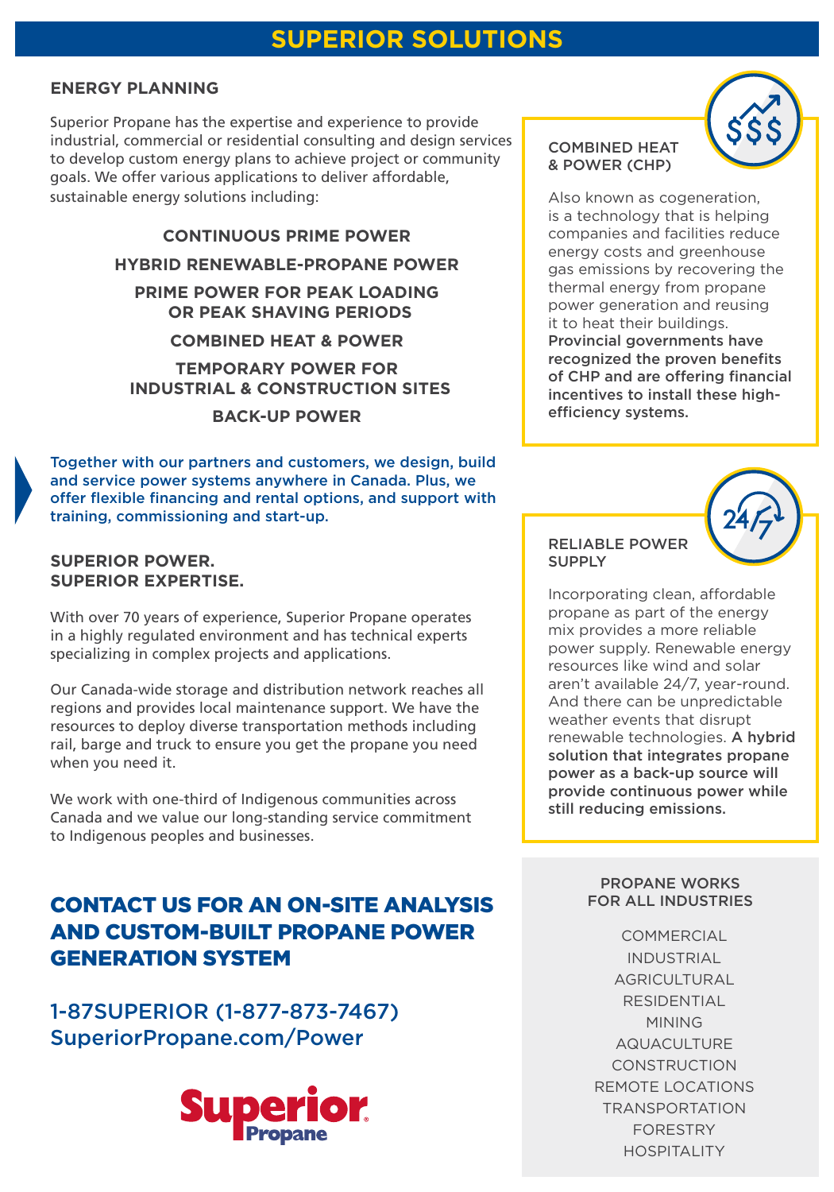# SUPERIOR SOLUTIONS

## ENERGY PLANNING

Superior Propane has the expertise and experience to provide industrial, commercial or residential consulting and design services to develop custom energy plans to achieve project or community goals. We offer various applications to deliver affordable, sustainable energy solutions including:

**CONTINUOUS PRIME POWER**

**HYBRID RENEWABLE-PROPANE POWER**

**PRIME POWER FOR PEAK LOADING OR PEAK SHAVING PERIODS**

**COMBINED HEAT & POWER**

**TEMPORARY POWER FOR INDUSTRIAL & CONSTRUCTION SITES**

**BACK-UP POWER**

**Together with our partners and customers, we design, build and service power systems anywhere in Canada. Plus, we offer flexible financing and rental options, and support with training, commissioning and start-up.**

## SUPERIOR POWER. SUPERIOR EXPERTISE.

With over 70 years of experience, Superior Propane operates in a highly regulated environment and has technical experts specializing in complex projects and applications.

Our Canada-wide storage and distribution network reaches all regions and provides local maintenance support. We have the resources to deploy diverse transportation methods including rail, barge and truck to ensure you get the propane you need when you need it.

We work with one-third of Indigenous communities across Canada and we value our long-standing service commitment to Indigenous peoples and businesses.

## CONTACT US FOR AN ON-SITE ANALYSIS AND CUSTOM-BUILT PROPANE POWER GENERATION SYSTEM

1-87SUPERIOR (1-877-873-7467)
SuperiorPropane.com/Power

Superior Propane

### COMBINED HEAT & POWER (CHP)

Also known as cogeneration, is a technology that is helping companies and facilities reduce energy costs and greenhouse gas emissions by recovering the thermal energy from propane power generation and reusing it to heat their buildings. **Provincial governments have recognized the proven benefits of CHP and are offering financial incentives to install these high-efficiency systems.**

### RELIABLE POWER SUPPLY

Incorporating clean, affordable propane as part of the energy mix provides a more reliable power supply. Renewable energy resources like wind and solar aren't available 24/7, year-round. And there can be unpredictable weather events that disrupt renewable technologies. **A hybrid solution that integrates propane power as a back-up source will provide continuous power while still reducing emissions.**

### PROPANE WORKS FOR ALL INDUSTRIES

COMMERCIAL
INDUSTRIAL
AGRICULTURAL
RESIDENTIAL
MINING
AQUACULTURE
CONSTRUCTION
REMOTE LOCATIONS
TRANSPORTATION
FORESTRY
HOSPITALITY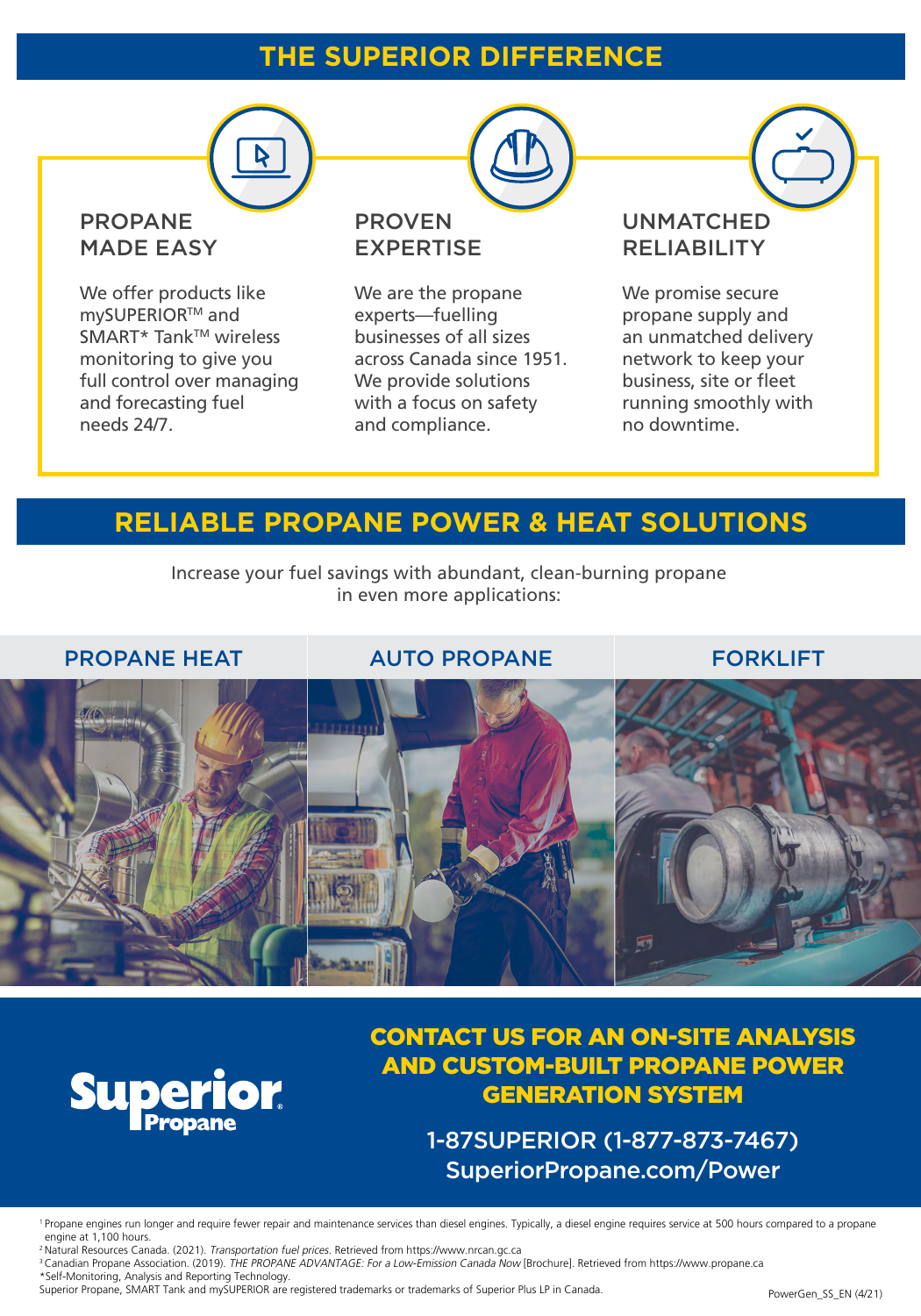# THE SUPERIOR DIFFERENCE

### PROPANE MADE EASY

We offer products like mySUPERIOR™ and SMART* Tank™ wireless monitoring to give you full control over managing and forecasting fuel needs 24/7.

### PROVEN EXPERTISE

We are the propane experts—fuelling businesses of all sizes across Canada since 1951. We provide solutions with a focus on safety and compliance.

### UNMATCHED RELIABILITY

We promise secure propane supply and an unmatched delivery network to keep your business, site or fleet running smoothly with no downtime.

# RELIABLE PROPANE POWER & HEAT SOLUTIONS

Increase your fuel savings with abundant, clean-burning propane in even more applications:

PROPANE HEAT

AUTO PROPANE

FORKLIFT

Superior Propane

## CONTACT US FOR AN ON-SITE ANALYSIS AND CUSTOM-BUILT PROPANE POWER GENERATION SYSTEM

1-87SUPERIOR (1-877-873-7467)
SuperiorPropane.com/Power

[1] Propane engines run longer and require fewer repair and maintenance services than diesel engines. Typically, a diesel engine requires service at 500 hours compared to a propane engine at 1,100 hours.
[2] Natural Resources Canada. (2021). *Transportation fuel prices*. Retrieved from https://www.nrcan.gc.ca
[3] Canadian Propane Association. (2019). *THE PROPANE ADVANTAGE: For a Low-Emission Canada Now* [Brochure]. Retrieved from https://www.propane.ca
*Self-Monitoring, Analysis and Reporting Technology.
Superior Propane, SMART Tank and mySUPERIOR are registered trademarks or trademarks of Superior Plus LP in Canada.

PowerGen_SS_EN (4/21)